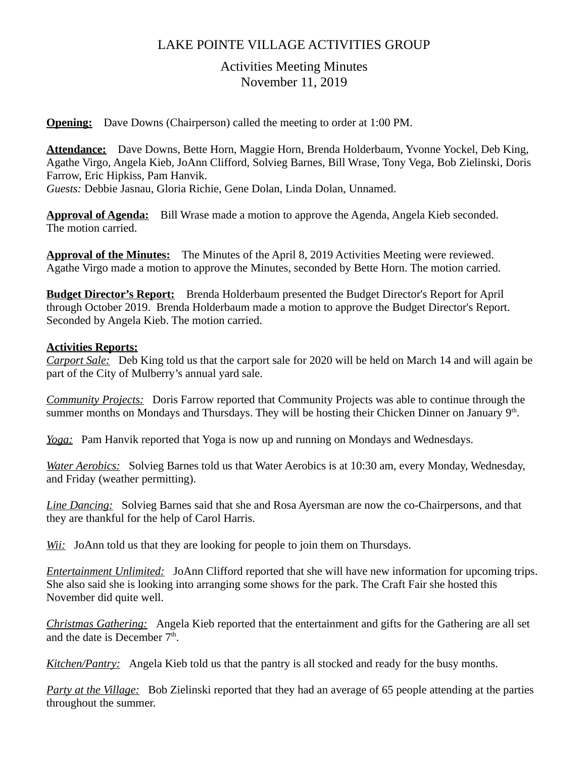# LAKE POINTE VILLAGE ACTIVITIES GROUP

## Activities Meeting Minutes
## November 11, 2019

**Opening:** Dave Downs (Chairperson) called the meeting to order at 1:00 PM.

**Attendance:** Dave Downs, Bette Horn, Maggie Horn, Brenda Holderbaum, Yvonne Yockel, Deb King, Agathe Virgo, Angela Kieb, JoAnn Clifford, Solvieg Barnes, Bill Wrase, Tony Vega, Bob Zielinski, Doris Farrow, Eric Hipkiss, Pam Hanvik.
*Guests:* Debbie Jasnau, Gloria Richie, Gene Dolan, Linda Dolan, Unnamed.

**Approval of Agenda:** Bill Wrase made a motion to approve the Agenda, Angela Kieb seconded. The motion carried.

**Approval of the Minutes:** The Minutes of the April 8, 2019 Activities Meeting were reviewed. Agathe Virgo made a motion to approve the Minutes, seconded by Bette Horn. The motion carried.

**Budget Director's Report:** Brenda Holderbaum presented the Budget Director's Report for April through October 2019. Brenda Holderbaum made a motion to approve the Budget Director's Report. Seconded by Angela Kieb. The motion carried.

**Activities Reports:**

*Carport Sale:* Deb King told us that the carport sale for 2020 will be held on March 14 and will again be part of the City of Mulberry's annual yard sale.

*Community Projects:* Doris Farrow reported that Community Projects was able to continue through the summer months on Mondays and Thursdays. They will be hosting their Chicken Dinner on January 9th.

*Yoga:* Pam Hanvik reported that Yoga is now up and running on Mondays and Wednesdays.

*Water Aerobics:* Solvieg Barnes told us that Water Aerobics is at 10:30 am, every Monday, Wednesday, and Friday (weather permitting).

*Line Dancing:* Solvieg Barnes said that she and Rosa Ayersman are now the co-Chairpersons, and that they are thankful for the help of Carol Harris.

*Wii:* JoAnn told us that they are looking for people to join them on Thursdays.

*Entertainment Unlimited:* JoAnn Clifford reported that she will have new information for upcoming trips. She also said she is looking into arranging some shows for the park. The Craft Fair she hosted this November did quite well.

*Christmas Gathering:* Angela Kieb reported that the entertainment and gifts for the Gathering are all set and the date is December 7th.

*Kitchen/Pantry:* Angela Kieb told us that the pantry is all stocked and ready for the busy months.

*Party at the Village:* Bob Zielinski reported that they had an average of 65 people attending at the parties throughout the summer.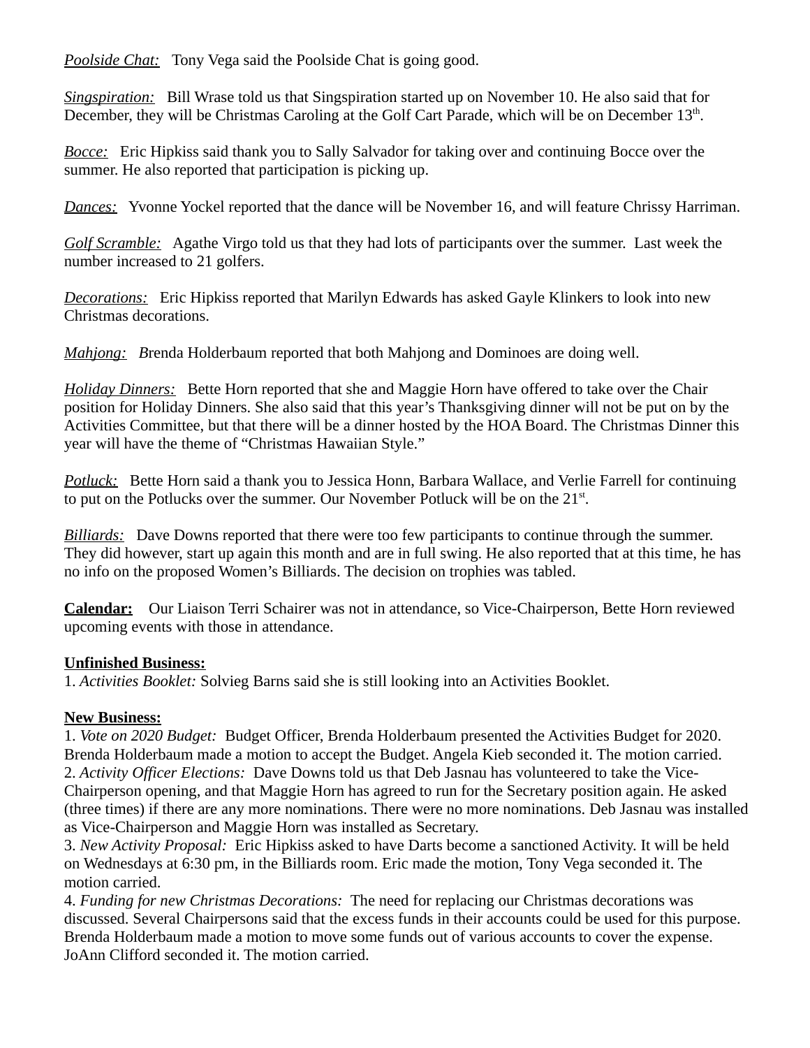*Poolside Chat:* Tony Vega said the Poolside Chat is going good.

*Singspiration:* Bill Wrase told us that Singspiration started up on November 10. He also said that for December, they will be Christmas Caroling at the Golf Cart Parade, which will be on December 13th.

*Bocce:* Eric Hipkiss said thank you to Sally Salvador for taking over and continuing Bocce over the summer. He also reported that participation is picking up.

*Dances:* Yvonne Yockel reported that the dance will be November 16, and will feature Chrissy Harriman.

*Golf Scramble:* Agathe Virgo told us that they had lots of participants over the summer. Last week the number increased to 21 golfers.

*Decorations:* Eric Hipkiss reported that Marilyn Edwards has asked Gayle Klinkers to look into new Christmas decorations.

*Mahjong:* Brenda Holderbaum reported that both Mahjong and Dominoes are doing well.

*Holiday Dinners:* Bette Horn reported that she and Maggie Horn have offered to take over the Chair position for Holiday Dinners. She also said that this year's Thanksgiving dinner will not be put on by the Activities Committee, but that there will be a dinner hosted by the HOA Board. The Christmas Dinner this year will have the theme of "Christmas Hawaiian Style."

*Potluck:* Bette Horn said a thank you to Jessica Honn, Barbara Wallace, and Verlie Farrell for continuing to put on the Potlucks over the summer. Our November Potluck will be on the 21st.

*Billiards:* Dave Downs reported that there were too few participants to continue through the summer. They did however, start up again this month and are in full swing. He also reported that at this time, he has no info on the proposed Women's Billiards. The decision on trophies was tabled.

**Calendar:** Our Liaison Terri Schairer was not in attendance, so Vice-Chairperson, Bette Horn reviewed upcoming events with those in attendance.

**Unfinished Business:**

1. *Activities Booklet:* Solvieg Barns said she is still looking into an Activities Booklet.

**New Business:**

1. *Vote on 2020 Budget:* Budget Officer, Brenda Holderbaum presented the Activities Budget for 2020. Brenda Holderbaum made a motion to accept the Budget. Angela Kieb seconded it. The motion carried.
2. *Activity Officer Elections:* Dave Downs told us that Deb Jasnau has volunteered to take the Vice-Chairperson opening, and that Maggie Horn has agreed to run for the Secretary position again. He asked (three times) if there are any more nominations. There were no more nominations. Deb Jasnau was installed as Vice-Chairperson and Maggie Horn was installed as Secretary.
3. *New Activity Proposal:* Eric Hipkiss asked to have Darts become a sanctioned Activity. It will be held on Wednesdays at 6:30 pm, in the Billiards room. Eric made the motion, Tony Vega seconded it. The motion carried.
4. *Funding for new Christmas Decorations:* The need for replacing our Christmas decorations was discussed. Several Chairpersons said that the excess funds in their accounts could be used for this purpose. Brenda Holderbaum made a motion to move some funds out of various accounts to cover the expense. JoAnn Clifford seconded it. The motion carried.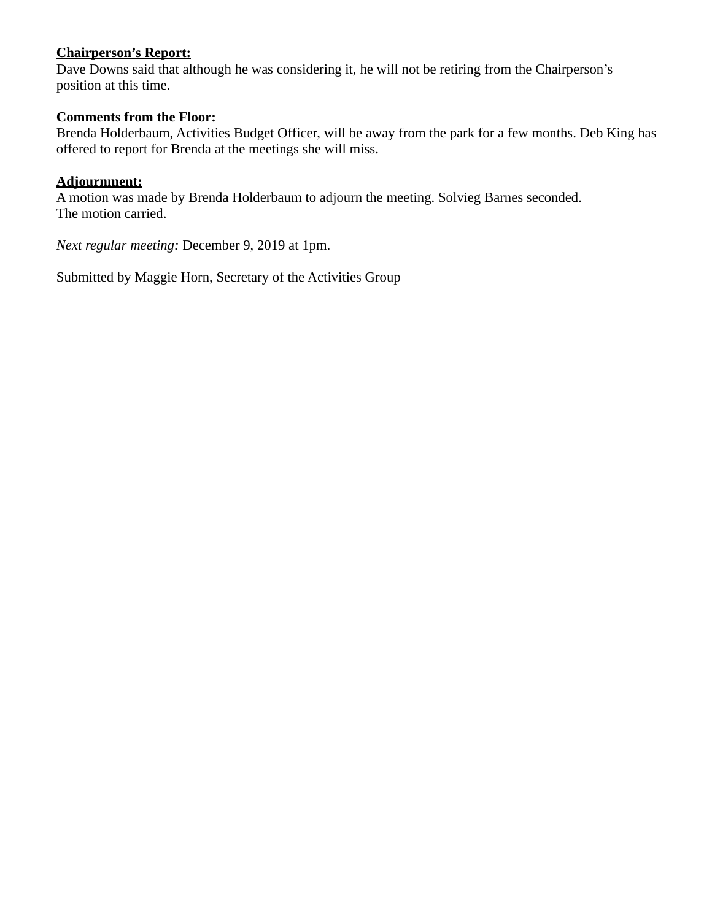**Chairperson's Report:**
Dave Downs said that although he was considering it, he will not be retiring from the Chairperson's position at this time.

**Comments from the Floor:**
Brenda Holderbaum, Activities Budget Officer, will be away from the park for a few months. Deb King has offered to report for Brenda at the meetings she will miss.

**Adjournment:**
A motion was made by Brenda Holderbaum to adjourn the meeting. Solvieg Barnes seconded.
The motion carried.

*Next regular meeting:* December 9, 2019 at 1pm.

Submitted by Maggie Horn, Secretary of the Activities Group